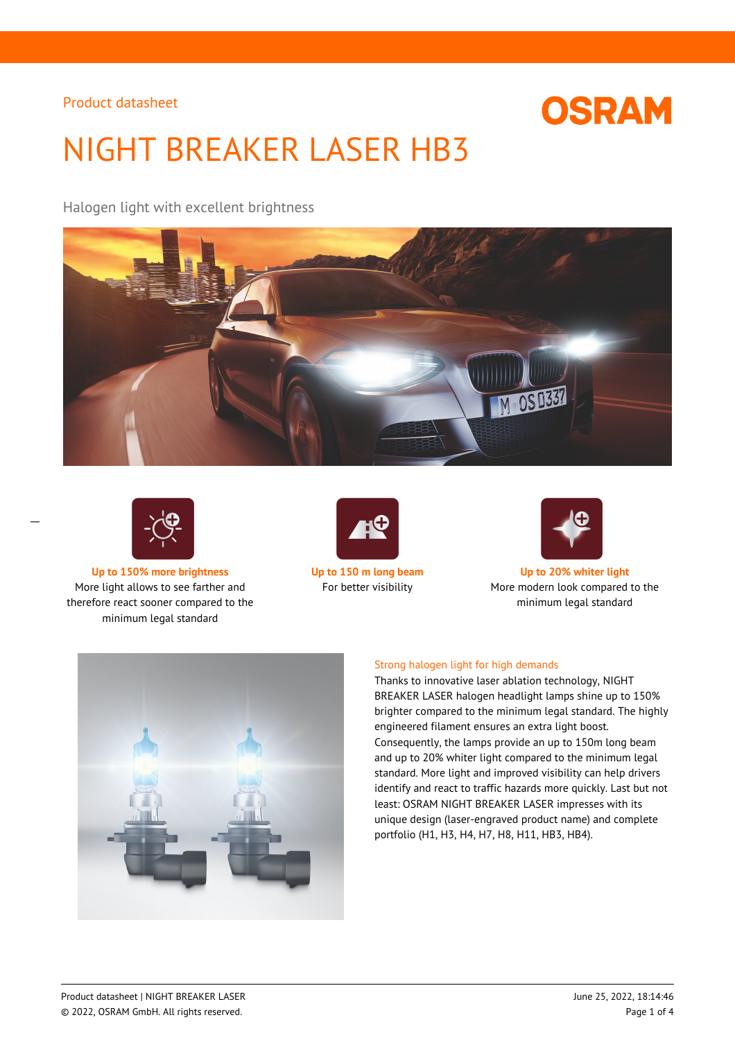Product datasheet

OSRAM

# NIGHT BREAKER LASER HB3

Halogen light with excellent brightness

**Up to 150% more brightness**
More light allows to see farther and therefore react sooner compared to the minimum legal standard

**Up to 150 m long beam**
For better visibility

**Up to 20% whiter light**
More modern look compared to the minimum legal standard

## Strong halogen light for high demands

Thanks to innovative laser ablation technology, NIGHT BREAKER LASER halogen headlight lamps shine up to 150% brighter compared to the minimum legal standard. The highly engineered filament ensures an extra light boost. Consequently, the lamps provide an up to 150m long beam and up to 20% whiter light compared to the minimum legal standard. More light and improved visibility can help drivers identify and react to traffic hazards more quickly. Last but not least: OSRAM NIGHT BREAKER LASER impresses with its unique design (laser-engraved product name) and complete portfolio (H1, H3, H4, H7, H8, H11, HB3, HB4).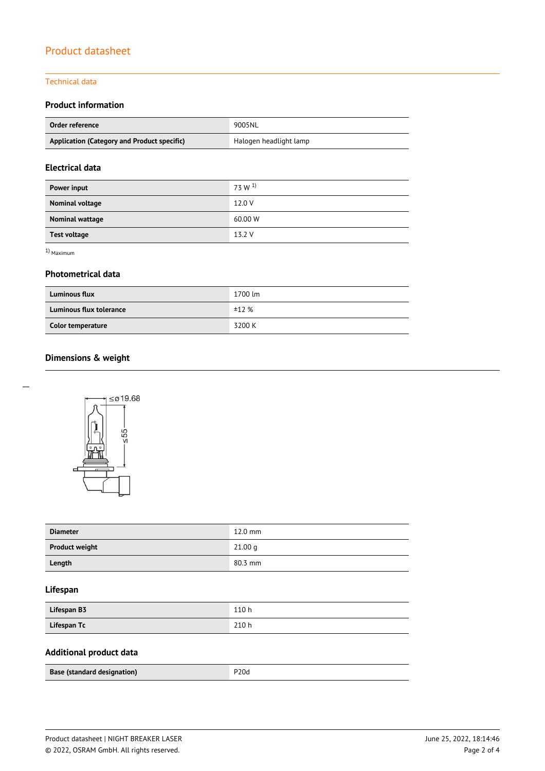# Product datasheet

## Technical data

### Product information

| Order reference | 9005NL |
|---|---|
| Application (Category and Product specific) | Halogen headlight lamp |

### Electrical data

| Power input | 73 W [1] |
|---|---|
| Nominal voltage | 12.0 V |
| Nominal wattage | 60.00 W |
| Test voltage | 13.2 V |

[1] Maximum

### Photometrical data

| Luminous flux | 1700 lm |
|---|---|
| Luminous flux tolerance | ±12 % |
| Color temperature | 3200 K |

### Dimensions & weight

≤ø19.68

≤55

| Diameter | 12.0 mm |
|---|---|
| Product weight | 21.00 g |
| Length | 80.3 mm |

### Lifespan

| Lifespan B3 | 110 h |
|---|---|
| Lifespan Tc | 210 h |

### Additional product data

| Base (standard designation) | P20d |
|---|---|

Product datasheet | NIGHT BREAKER LASER
© 2022, OSRAM GmbH. All rights reserved.

June 25, 2022, 18:14:46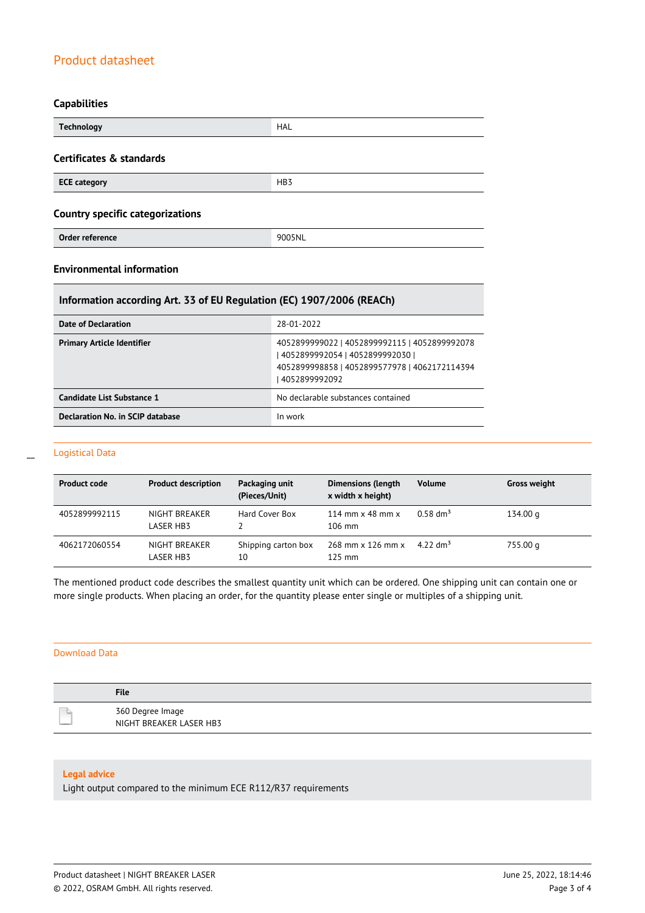## Product datasheet

### Capabilities

| Technology | HAL |
|---|---|

### Certificates & standards

| ECE category | HB3 |
|---|---|

### Country specific categorizations

| Order reference | 9005NL |
|---|---|

### Environmental information

| Information according Art. 33 of EU Regulation (EC) 1907/2006 (REACh) | |
|---|---|
| Date of Declaration | 28-01-2022 |
| Primary Article Identifier | 4052899999022 \| 4052899992115 \| 4052899992078 \| 4052899992054 \| 4052899992030 \| 4052899998858 \| 4052899577978 \| 4062172114394 \| 4052899992092 |
| Candidate List Substance 1 | No declarable substances contained |
| Declaration No. in SCIP database | In work |

## Logistical Data

| Product code | Product description | Packaging unit (Pieces/Unit) | Dimensions (length x width x height) | Volume | Gross weight |
|---|---|---|---|---|---|
| 4052899992115 | NIGHT BREAKER LASER HB3 | Hard Cover Box 2 | 114 mm x 48 mm x 106 mm | 0.58 $dm^3$ | 134.00 g |
| 4062172060554 | NIGHT BREAKER LASER HB3 | Shipping carton box 10 | 268 mm x 126 mm x 125 mm | 4.22 $dm^3$ | 755.00 g |

The mentioned product code describes the smallest quantity unit which can be ordered. One shipping unit can contain one or more single products. When placing an order, for the quantity please enter single or multiples of a shipping unit.

## Download Data

| | File |
|---|---|
| | 360 Degree Image NIGHT BREAKER LASER HB3 |

**Legal advice**

Light output compared to the minimum ECE R112/R37 requirements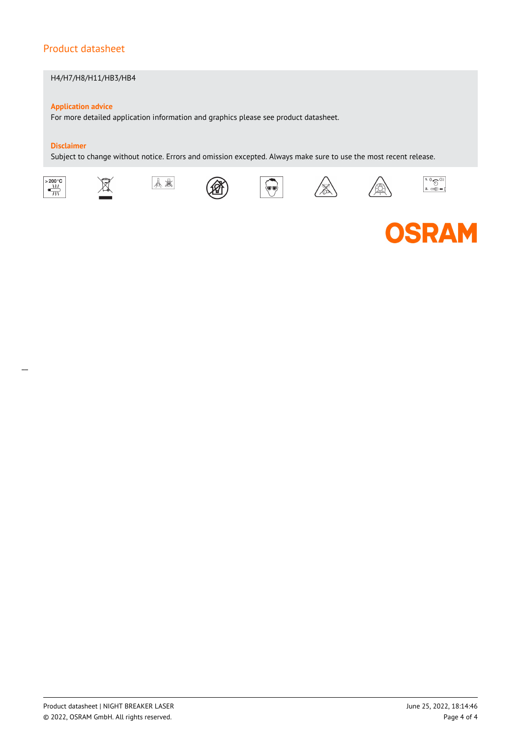H4/H7/H8/H11/HB3/HB4

### Application advice

For more detailed application information and graphics please see product datasheet.

### Disclaimer

Subject to change without notice. Errors and omission excepted. Always make sure to use the most recent release.